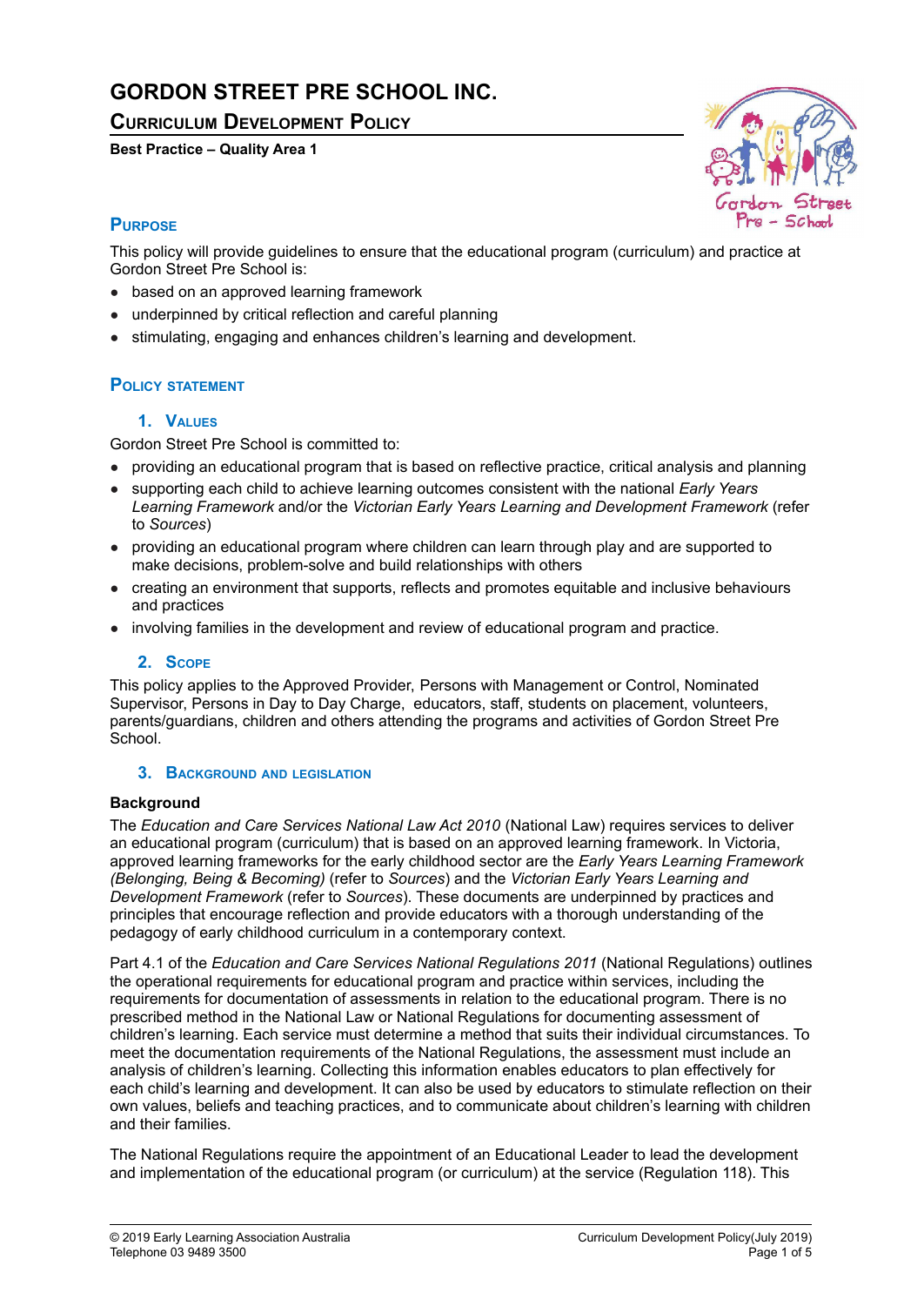# GORDON STREET PRE SCHOOL INC.

## Curriculum Development Policy

**Best Practice – Quality Area 1**

## Purpose

This policy will provide guidelines to ensure that the educational program (curriculum) and practice at Gordon Street Pre School is:

- based on an approved learning framework
- underpinned by critical reflection and careful planning
- stimulating, engaging and enhances children's learning and development.

## Policy statement

### 1. Values

Gordon Street Pre School is committed to:

- providing an educational program that is based on reflective practice, critical analysis and planning
- supporting each child to achieve learning outcomes consistent with the national *Early Years Learning Framework* and/or the *Victorian Early Years Learning and Development Framework* (refer to *Sources*)
- providing an educational program where children can learn through play and are supported to make decisions, problem-solve and build relationships with others
- creating an environment that supports, reflects and promotes equitable and inclusive behaviours and practices
- involving families in the development and review of educational program and practice.

### 2. Scope

This policy applies to the Approved Provider, Persons with Management or Control, Nominated Supervisor, Persons in Day to Day Charge, educators, staff, students on placement, volunteers, parents/guardians, children and others attending the programs and activities of Gordon Street Pre School.

### 3. Background and legislation

**Background**

The *Education and Care Services National Law Act 2010* (National Law) requires services to deliver an educational program (curriculum) that is based on an approved learning framework. In Victoria, approved learning frameworks for the early childhood sector are the *Early Years Learning Framework (Belonging, Being & Becoming)* (refer to *Sources*) and the *Victorian Early Years Learning and Development Framework* (refer to *Sources*). These documents are underpinned by practices and principles that encourage reflection and provide educators with a thorough understanding of the pedagogy of early childhood curriculum in a contemporary context.

Part 4.1 of the *Education and Care Services National Regulations 2011* (National Regulations) outlines the operational requirements for educational program and practice within services, including the requirements for documentation of assessments in relation to the educational program. There is no prescribed method in the National Law or National Regulations for documenting assessment of children's learning. Each service must determine a method that suits their individual circumstances. To meet the documentation requirements of the National Regulations, the assessment must include an analysis of children's learning. Collecting this information enables educators to plan effectively for each child's learning and development. It can also be used by educators to stimulate reflection on their own values, beliefs and teaching practices, and to communicate about children's learning with children and their families.

The National Regulations require the appointment of an Educational Leader to lead the development and implementation of the educational program (or curriculum) at the service (Regulation 118). This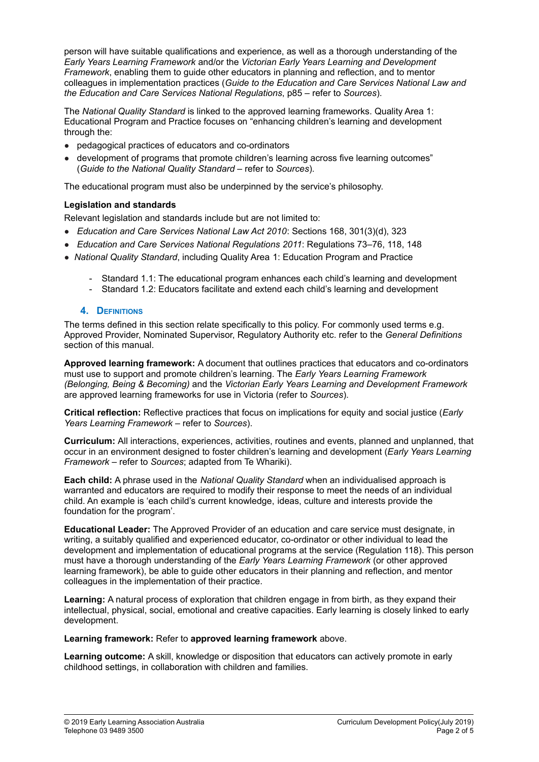person will have suitable qualifications and experience, as well as a thorough understanding of the *Early Years Learning Framework* and/or the *Victorian Early Years Learning and Development Framework*, enabling them to guide other educators in planning and reflection, and to mentor colleagues in implementation practices (*Guide to the Education and Care Services National Law and the Education and Care Services National Regulations*, p85 – refer to *Sources*).

The *National Quality Standard* is linked to the approved learning frameworks. Quality Area 1: Educational Program and Practice focuses on "enhancing children's learning and development through the:

- pedagogical practices of educators and co-ordinators
- development of programs that promote children's learning across five learning outcomes" (*Guide to the National Quality Standard* – refer to *Sources*).

The educational program must also be underpinned by the service's philosophy.

**Legislation and standards**

Relevant legislation and standards include but are not limited to:

- *Education and Care Services National Law Act 2010*: Sections 168, 301(3)(d), 323
- *Education and Care Services National Regulations 2011*: Regulations 73–76, 118, 148
- *National Quality Standard*, including Quality Area 1: Education Program and Practice
  - Standard 1.1: The educational program enhances each child's learning and development
  - Standard 1.2: Educators facilitate and extend each child's learning and development

## 4. Definitions

The terms defined in this section relate specifically to this policy. For commonly used terms e.g. Approved Provider, Nominated Supervisor, Regulatory Authority etc. refer to the *General Definitions* section of this manual.

**Approved learning framework:** A document that outlines practices that educators and co-ordinators must use to support and promote children's learning. The *Early Years Learning Framework (Belonging, Being & Becoming)* and the *Victorian Early Years Learning and Development Framework* are approved learning frameworks for use in Victoria (refer to *Sources*).

**Critical reflection:** Reflective practices that focus on implications for equity and social justice (*Early Years Learning Framework* – refer to *Sources*).

**Curriculum:** All interactions, experiences, activities, routines and events, planned and unplanned, that occur in an environment designed to foster children's learning and development (*Early Years Learning Framework* – refer to *Sources*; adapted from Te Whariki).

**Each child:** A phrase used in the *National Quality Standard* when an individualised approach is warranted and educators are required to modify their response to meet the needs of an individual child. An example is 'each child's current knowledge, ideas, culture and interests provide the foundation for the program'.

**Educational Leader:** The Approved Provider of an education and care service must designate, in writing, a suitably qualified and experienced educator, co-ordinator or other individual to lead the development and implementation of educational programs at the service (Regulation 118). This person must have a thorough understanding of the *Early Years Learning Framework* (or other approved learning framework), be able to guide other educators in their planning and reflection, and mentor colleagues in the implementation of their practice.

**Learning:** A natural process of exploration that children engage in from birth, as they expand their intellectual, physical, social, emotional and creative capacities. Early learning is closely linked to early development.

**Learning framework:** Refer to **approved learning framework** above.

**Learning outcome:** A skill, knowledge or disposition that educators can actively promote in early childhood settings, in collaboration with children and families.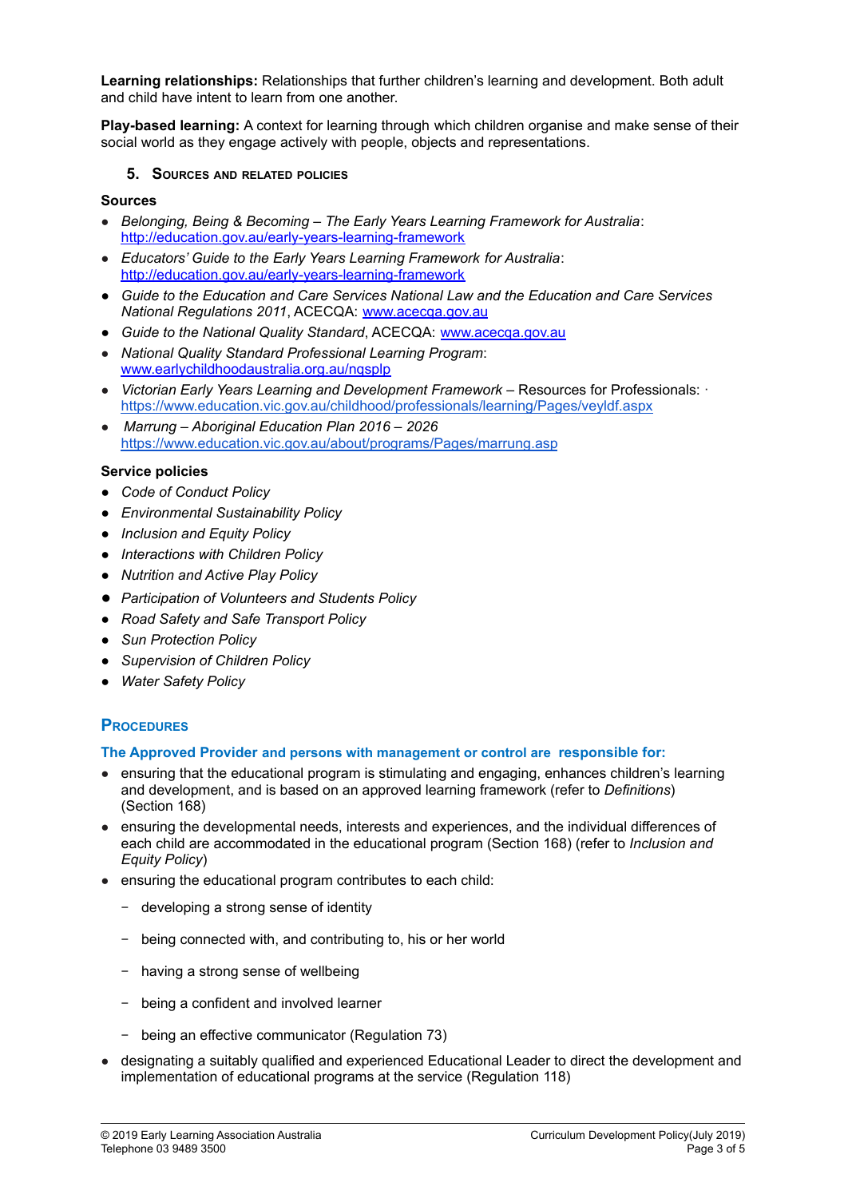**Learning relationships:** Relationships that further children's learning and development. Both adult and child have intent to learn from one another.

**Play-based learning:** A context for learning through which children organise and make sense of their social world as they engage actively with people, objects and representations.

### 5. Sources and related policies

**Sources**

- *Belonging, Being & Becoming – The Early Years Learning Framework for Australia*: http://education.gov.au/early-years-learning-framework
- *Educators' Guide to the Early Years Learning Framework for Australia*: http://education.gov.au/early-years-learning-framework
- *Guide to the Education and Care Services National Law and the Education and Care Services National Regulations 2011*, ACECQA: www.acecqa.gov.au
- *Guide to the National Quality Standard*, ACECQA: www.acecqa.gov.au
- *National Quality Standard Professional Learning Program*: www.earlychildhoodaustralia.org.au/nqsplp
- *Victorian Early Years Learning and Development Framework* – Resources for Professionals: https://www.education.vic.gov.au/childhood/professionals/learning/Pages/veyldf.aspx
- *Marrung – Aboriginal Education Plan 2016 – 2026* https://www.education.vic.gov.au/about/programs/Pages/marrung.asp

**Service policies**

- *Code of Conduct Policy*
- *Environmental Sustainability Policy*
- *Inclusion and Equity Policy*
- *Interactions with Children Policy*
- *Nutrition and Active Play Policy*
- *Participation of Volunteers and Students Policy*
- *Road Safety and Safe Transport Policy*
- *Sun Protection Policy*
- *Supervision of Children Policy*
- *Water Safety Policy*

## Procedures

### The Approved Provider and persons with management or control are responsible for:

- ensuring that the educational program is stimulating and engaging, enhances children's learning and development, and is based on an approved learning framework (refer to *Definitions*) (Section 168)
- ensuring the developmental needs, interests and experiences, and the individual differences of each child are accommodated in the educational program (Section 168) (refer to *Inclusion and Equity Policy*)
- ensuring the educational program contributes to each child:
  - developing a strong sense of identity
  - being connected with, and contributing to, his or her world
  - having a strong sense of wellbeing
  - being a confident and involved learner
  - being an effective communicator (Regulation 73)
- designating a suitably qualified and experienced Educational Leader to direct the development and implementation of educational programs at the service (Regulation 118)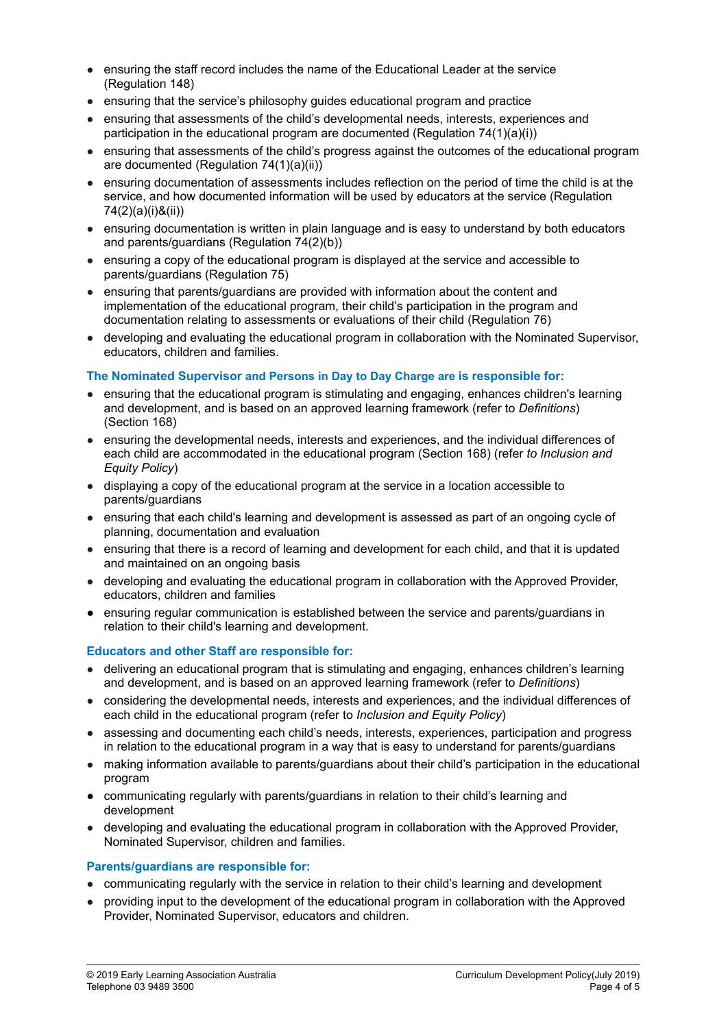- ensuring the staff record includes the name of the Educational Leader at the service (Regulation 148)
- ensuring that the service's philosophy guides educational program and practice
- ensuring that assessments of the child's developmental needs, interests, experiences and participation in the educational program are documented (Regulation 74(1)(a)(i))
- ensuring that assessments of the child's progress against the outcomes of the educational program are documented (Regulation 74(1)(a)(ii))
- ensuring documentation of assessments includes reflection on the period of time the child is at the service, and how documented information will be used by educators at the service (Regulation 74(2)(a)(i)&(ii))
- ensuring documentation is written in plain language and is easy to understand by both educators and parents/guardians (Regulation 74(2)(b))
- ensuring a copy of the educational program is displayed at the service and accessible to parents/guardians (Regulation 75)
- ensuring that parents/guardians are provided with information about the content and implementation of the educational program, their child's participation in the program and documentation relating to assessments or evaluations of their child (Regulation 76)
- developing and evaluating the educational program in collaboration with the Nominated Supervisor, educators, children and families.

**The Nominated Supervisor and Persons in Day to Day Charge are is responsible for:**

- ensuring that the educational program is stimulating and engaging, enhances children's learning and development, and is based on an approved learning framework (refer to *Definitions*) (Section 168)
- ensuring the developmental needs, interests and experiences, and the individual differences of each child are accommodated in the educational program (Section 168) (refer *to Inclusion and Equity Policy*)
- displaying a copy of the educational program at the service in a location accessible to parents/guardians
- ensuring that each child's learning and development is assessed as part of an ongoing cycle of planning, documentation and evaluation
- ensuring that there is a record of learning and development for each child, and that it is updated and maintained on an ongoing basis
- developing and evaluating the educational program in collaboration with the Approved Provider, educators, children and families
- ensuring regular communication is established between the service and parents/guardians in relation to their child's learning and development.

**Educators and other Staff are responsible for:**

- delivering an educational program that is stimulating and engaging, enhances children's learning and development, and is based on an approved learning framework (refer to *Definitions*)
- considering the developmental needs, interests and experiences, and the individual differences of each child in the educational program (refer to *Inclusion and Equity Policy*)
- assessing and documenting each child's needs, interests, experiences, participation and progress in relation to the educational program in a way that is easy to understand for parents/guardians
- making information available to parents/guardians about their child's participation in the educational program
- communicating regularly with parents/guardians in relation to their child's learning and development
- developing and evaluating the educational program in collaboration with the Approved Provider, Nominated Supervisor, children and families.

**Parents/guardians are responsible for:**

- communicating regularly with the service in relation to their child's learning and development
- providing input to the development of the educational program in collaboration with the Approved Provider, Nominated Supervisor, educators and children.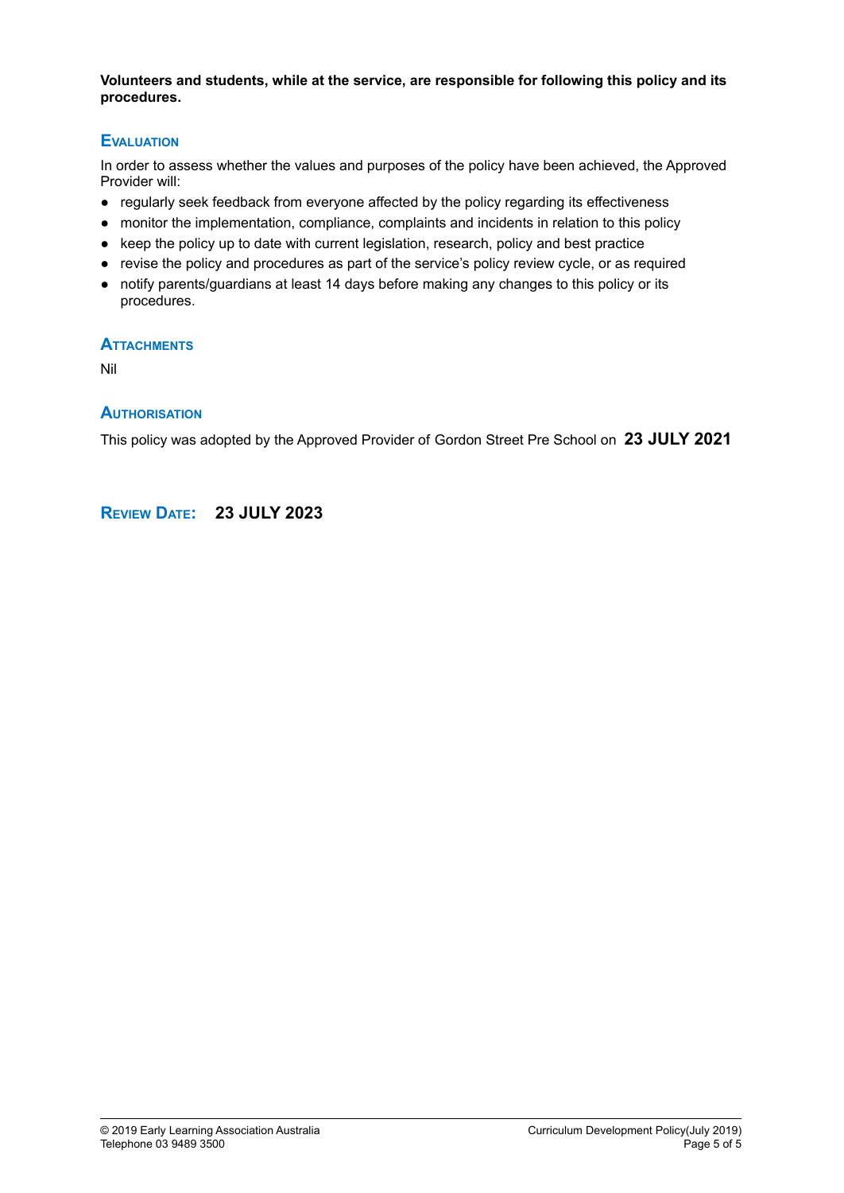**Volunteers and students, while at the service, are responsible for following this policy and its procedures.**

## Evaluation

In order to assess whether the values and purposes of the policy have been achieved, the Approved Provider will:

- regularly seek feedback from everyone affected by the policy regarding its effectiveness
- monitor the implementation, compliance, complaints and incidents in relation to this policy
- keep the policy up to date with current legislation, research, policy and best practice
- revise the policy and procedures as part of the service's policy review cycle, or as required
- notify parents/guardians at least 14 days before making any changes to this policy or its procedures.

## Attachments

Nil

## Authorisation

This policy was adopted by the Approved Provider of Gordon Street Pre School on **23 JULY 2021**

## Review Date: **23 JULY 2023**